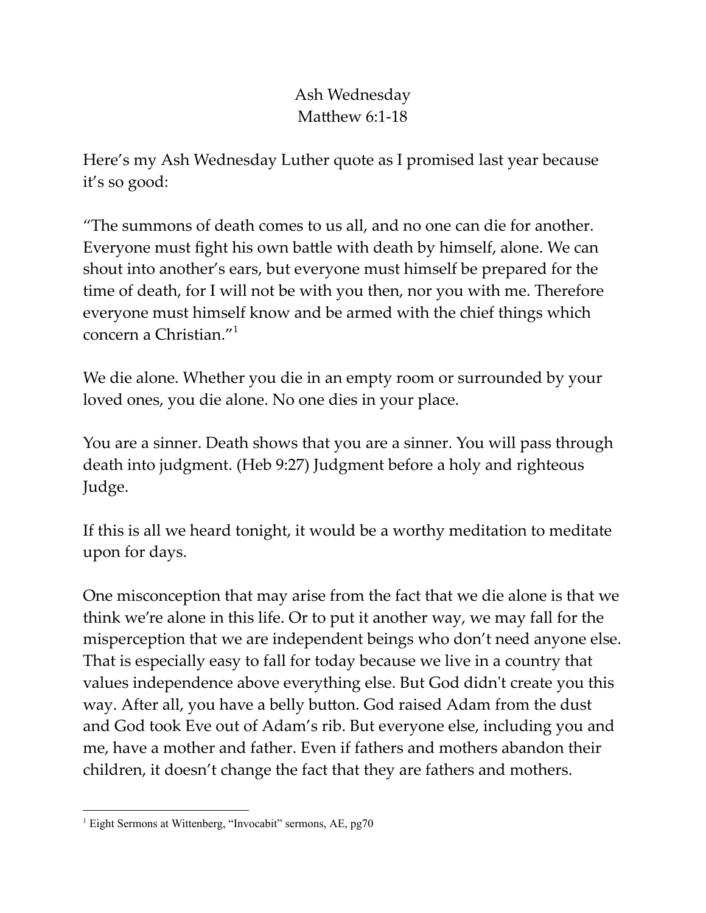# Ash Wednesday
## Matthew 6:1-18

Here's my Ash Wednesday Luther quote as I promised last year because it's so good:

"The summons of death comes to us all, and no one can die for another. Everyone must fight his own battle with death by himself, alone. We can shout into another's ears, but everyone must himself be prepared for the time of death, for I will not be with you then, nor you with me. Therefore everyone must himself know and be armed with the chief things which concern a Christian."[1]

We die alone. Whether you die in an empty room or surrounded by your loved ones, you die alone. No one dies in your place.

You are a sinner. Death shows that you are a sinner. You will pass through death into judgment. (Heb 9:27) Judgment before a holy and righteous Judge.

If this is all we heard tonight, it would be a worthy meditation to meditate upon for days.

One misconception that may arise from the fact that we die alone is that we think we're alone in this life. Or to put it another way, we may fall for the misperception that we are independent beings who don't need anyone else. That is especially easy to fall for today because we live in a country that values independence above everything else. But God didn't create you this way. After all, you have a belly button. God raised Adam from the dust and God took Eve out of Adam's rib. But everyone else, including you and me, have a mother and father. Even if fathers and mothers abandon their children, it doesn't change the fact that they are fathers and mothers.

---

[1] Eight Sermons at Wittenberg, "Invocabit" sermons, AE, pg70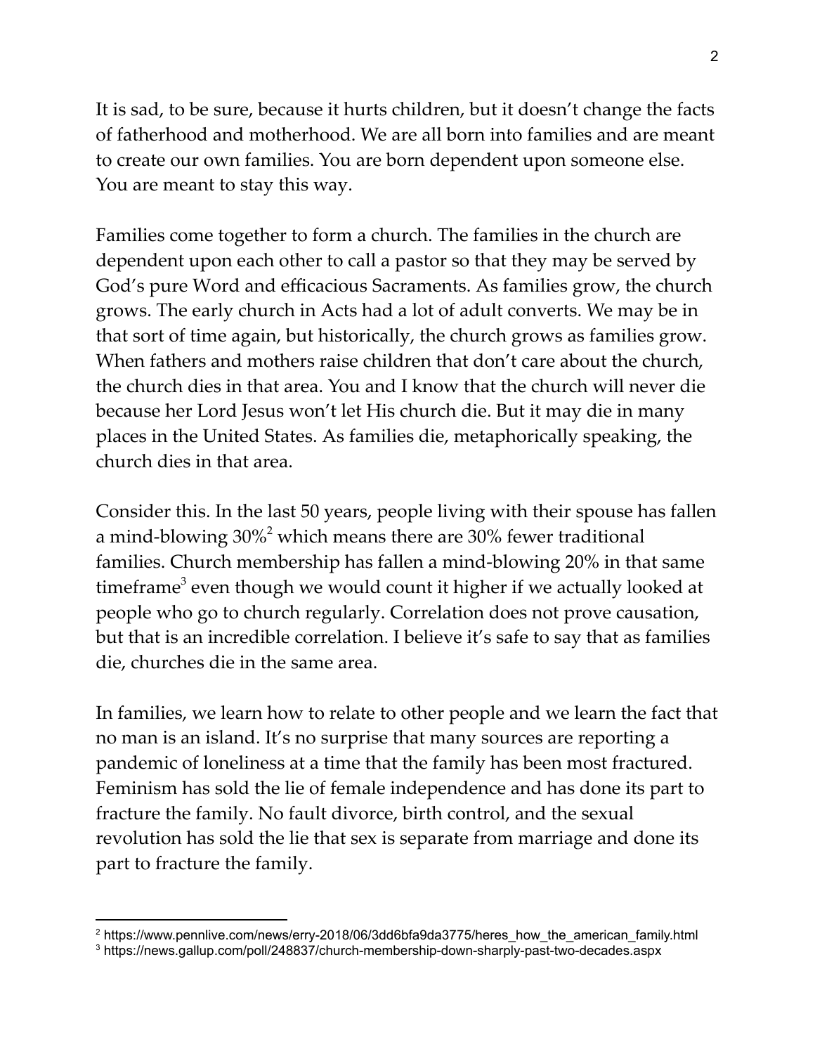It is sad, to be sure, because it hurts children, but it doesn't change the facts of fatherhood and motherhood. We are all born into families and are meant to create our own families. You are born dependent upon someone else. You are meant to stay this way.

Families come together to form a church. The families in the church are dependent upon each other to call a pastor so that they may be served by God's pure Word and efficacious Sacraments. As families grow, the church grows. The early church in Acts had a lot of adult converts. We may be in that sort of time again, but historically, the church grows as families grow. When fathers and mothers raise children that don't care about the church, the church dies in that area. You and I know that the church will never die because her Lord Jesus won't let His church die. But it may die in many places in the United States. As families die, metaphorically speaking, the church dies in that area.

Consider this. In the last 50 years, people living with their spouse has fallen a mind-blowing 30%[2] which means there are 30% fewer traditional families. Church membership has fallen a mind-blowing 20% in that same timeframe[3] even though we would count it higher if we actually looked at people who go to church regularly. Correlation does not prove causation, but that is an incredible correlation. I believe it's safe to say that as families die, churches die in the same area.

In families, we learn how to relate to other people and we learn the fact that no man is an island. It's no surprise that many sources are reporting a pandemic of loneliness at a time that the family has been most fractured. Feminism has sold the lie of female independence and has done its part to fracture the family. No fault divorce, birth control, and the sexual revolution has sold the lie that sex is separate from marriage and done its part to fracture the family.

---

[2] https://www.pennlive.com/news/erry-2018/06/3dd6bfa9da3775/heres_how_the_american_family.html

[3] https://news.gallup.com/poll/248837/church-membership-down-sharply-past-two-decades.aspx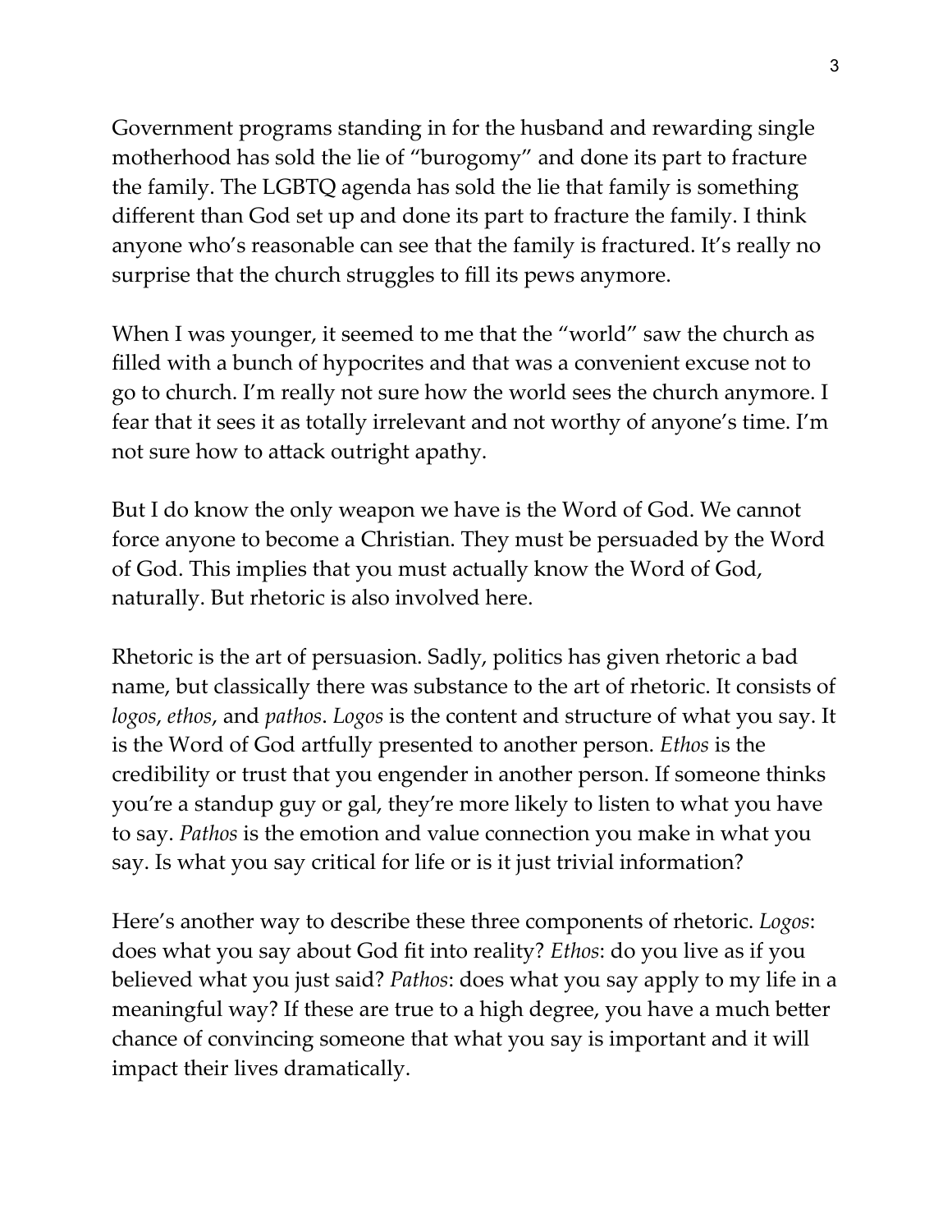Government programs standing in for the husband and rewarding single motherhood has sold the lie of "burogomy" and done its part to fracture the family. The LGBTQ agenda has sold the lie that family is something different than God set up and done its part to fracture the family. I think anyone who's reasonable can see that the family is fractured. It's really no surprise that the church struggles to fill its pews anymore.

When I was younger, it seemed to me that the "world" saw the church as filled with a bunch of hypocrites and that was a convenient excuse not to go to church. I'm really not sure how the world sees the church anymore. I fear that it sees it as totally irrelevant and not worthy of anyone's time. I'm not sure how to attack outright apathy.

But I do know the only weapon we have is the Word of God. We cannot force anyone to become a Christian. They must be persuaded by the Word of God. This implies that you must actually know the Word of God, naturally. But rhetoric is also involved here.

Rhetoric is the art of persuasion. Sadly, politics has given rhetoric a bad name, but classically there was substance to the art of rhetoric. It consists of *logos*, *ethos*, and *pathos*. *Logos* is the content and structure of what you say. It is the Word of God artfully presented to another person. *Ethos* is the credibility or trust that you engender in another person. If someone thinks you're a standup guy or gal, they're more likely to listen to what you have to say. *Pathos* is the emotion and value connection you make in what you say. Is what you say critical for life or is it just trivial information?

Here's another way to describe these three components of rhetoric. *Logos*: does what you say about God fit into reality? *Ethos*: do you live as if you believed what you just said? *Pathos*: does what you say apply to my life in a meaningful way? If these are true to a high degree, you have a much better chance of convincing someone that what you say is important and it will impact their lives dramatically.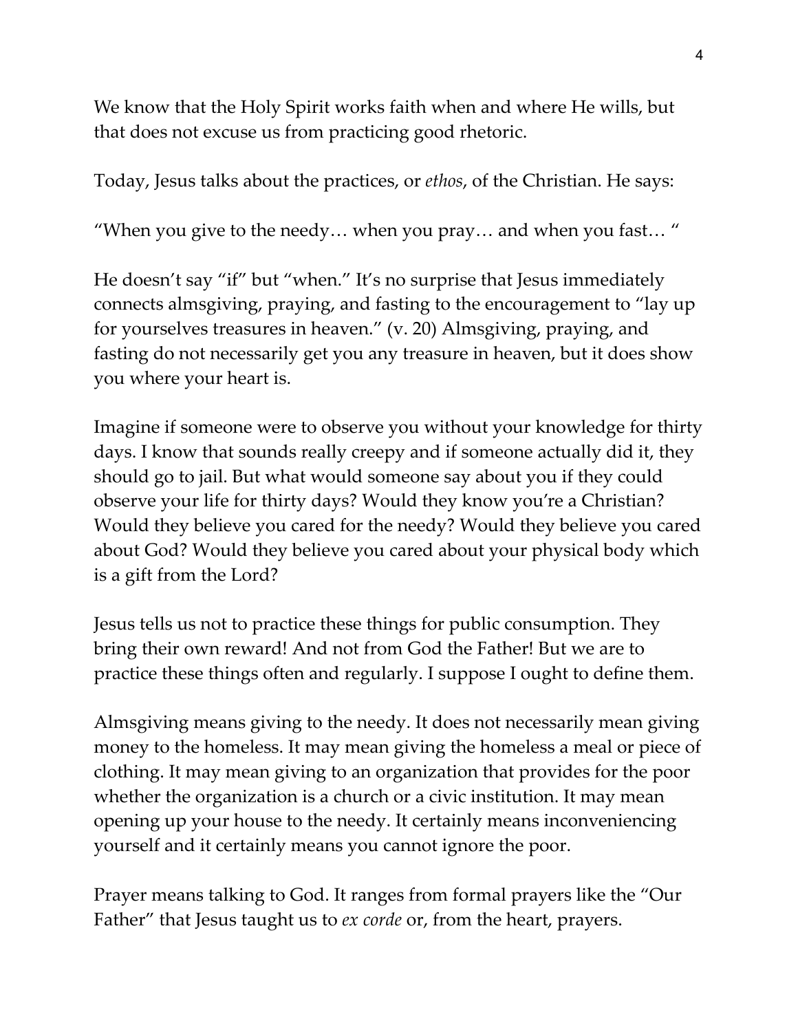We know that the Holy Spirit works faith when and where He wills, but that does not excuse us from practicing good rhetoric.

Today, Jesus talks about the practices, or *ethos*, of the Christian. He says:

“When you give to the needy… when you pray… and when you fast… “

He doesn’t say “if” but “when.” It’s no surprise that Jesus immediately connects almsgiving, praying, and fasting to the encouragement to “lay up for yourselves treasures in heaven.” (v. 20) Almsgiving, praying, and fasting do not necessarily get you any treasure in heaven, but it does show you where your heart is.

Imagine if someone were to observe you without your knowledge for thirty days. I know that sounds really creepy and if someone actually did it, they should go to jail. But what would someone say about you if they could observe your life for thirty days? Would they know you’re a Christian? Would they believe you cared for the needy? Would they believe you cared about God? Would they believe you cared about your physical body which is a gift from the Lord?

Jesus tells us not to practice these things for public consumption. They bring their own reward! And not from God the Father! But we are to practice these things often and regularly. I suppose I ought to define them.

Almsgiving means giving to the needy. It does not necessarily mean giving money to the homeless. It may mean giving the homeless a meal or piece of clothing. It may mean giving to an organization that provides for the poor whether the organization is a church or a civic institution. It may mean opening up your house to the needy. It certainly means inconveniencing yourself and it certainly means you cannot ignore the poor.

Prayer means talking to God. It ranges from formal prayers like the “Our Father” that Jesus taught us to *ex corde* or, from the heart, prayers.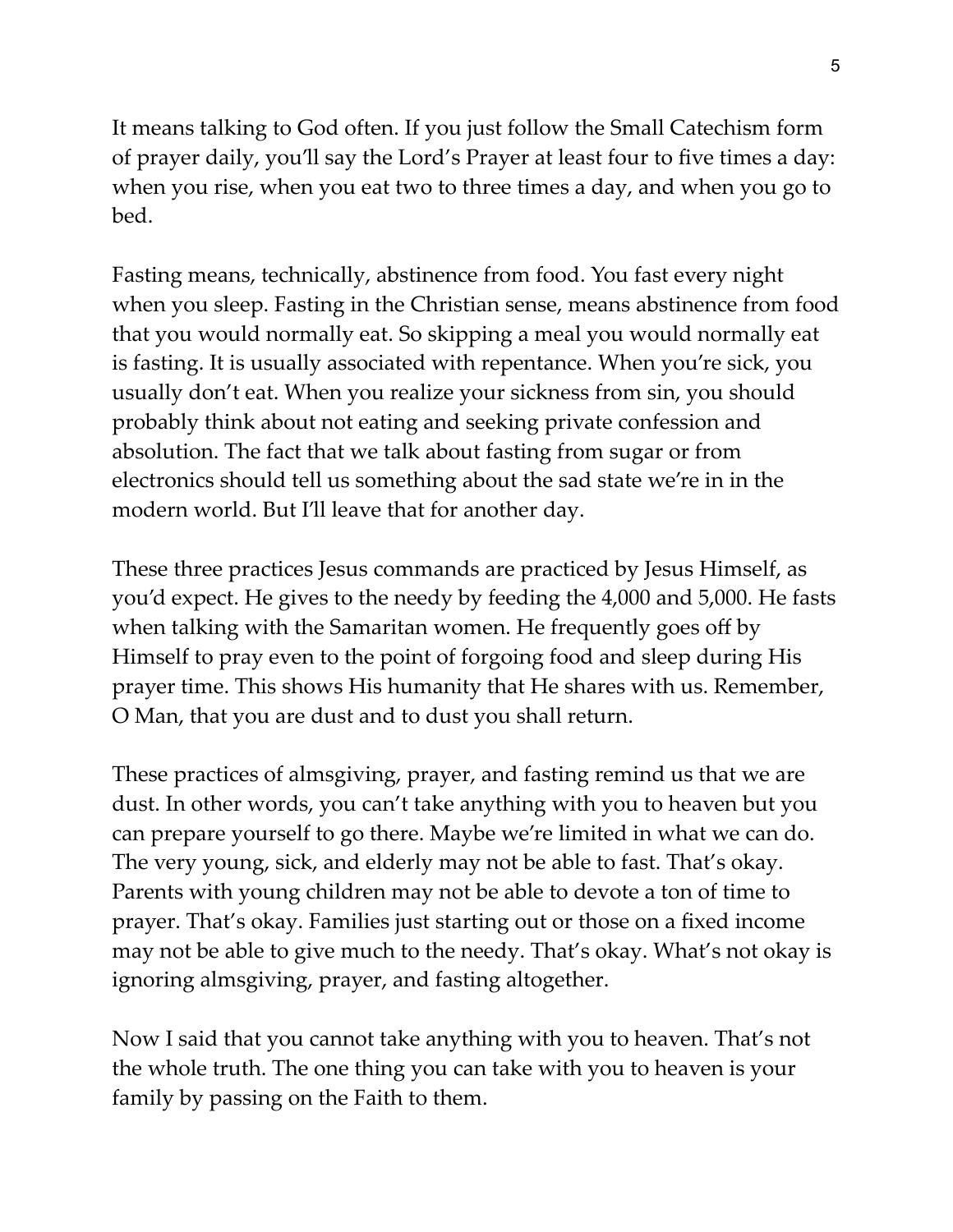It means talking to God often. If you just follow the Small Catechism form of prayer daily, you'll say the Lord's Prayer at least four to five times a day: when you rise, when you eat two to three times a day, and when you go to bed.

Fasting means, technically, abstinence from food. You fast every night when you sleep. Fasting in the Christian sense, means abstinence from food that you would normally eat. So skipping a meal you would normally eat is fasting. It is usually associated with repentance. When you're sick, you usually don't eat. When you realize your sickness from sin, you should probably think about not eating and seeking private confession and absolution. The fact that we talk about fasting from sugar or from electronics should tell us something about the sad state we're in in the modern world. But I'll leave that for another day.

These three practices Jesus commands are practiced by Jesus Himself, as you'd expect. He gives to the needy by feeding the 4,000 and 5,000. He fasts when talking with the Samaritan women. He frequently goes off by Himself to pray even to the point of forgoing food and sleep during His prayer time. This shows His humanity that He shares with us. Remember, O Man, that you are dust and to dust you shall return.

These practices of almsgiving, prayer, and fasting remind us that we are dust. In other words, you can't take anything with you to heaven but you can prepare yourself to go there. Maybe we're limited in what we can do. The very young, sick, and elderly may not be able to fast. That's okay. Parents with young children may not be able to devote a ton of time to prayer. That's okay. Families just starting out or those on a fixed income may not be able to give much to the needy. That's okay. What's not okay is ignoring almsgiving, prayer, and fasting altogether.

Now I said that you cannot take anything with you to heaven. That's not the whole truth. The one thing you can take with you to heaven is your family by passing on the Faith to them.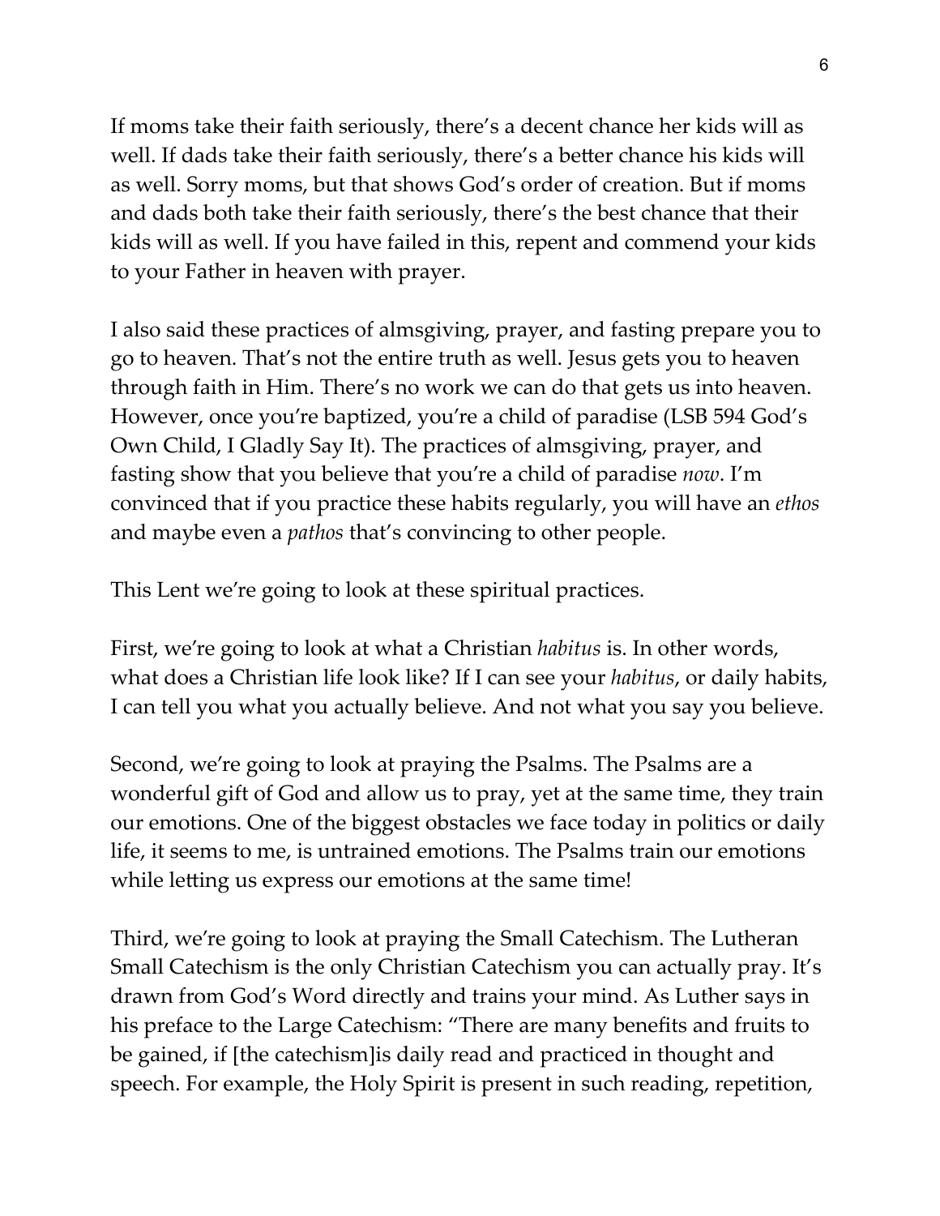If moms take their faith seriously, there's a decent chance her kids will as well. If dads take their faith seriously, there's a better chance his kids will as well. Sorry moms, but that shows God's order of creation. But if moms and dads both take their faith seriously, there's the best chance that their kids will as well. If you have failed in this, repent and commend your kids to your Father in heaven with prayer.

I also said these practices of almsgiving, prayer, and fasting prepare you to go to heaven. That's not the entire truth as well. Jesus gets you to heaven through faith in Him. There's no work we can do that gets us into heaven. However, once you're baptized, you're a child of paradise (LSB 594 God's Own Child, I Gladly Say It). The practices of almsgiving, prayer, and fasting show that you believe that you're a child of paradise *now*. I'm convinced that if you practice these habits regularly, you will have an *ethos* and maybe even a *pathos* that's convincing to other people.

This Lent we're going to look at these spiritual practices.

First, we're going to look at what a Christian *habitus* is. In other words, what does a Christian life look like? If I can see your *habitus*, or daily habits, I can tell you what you actually believe. And not what you say you believe.

Second, we're going to look at praying the Psalms. The Psalms are a wonderful gift of God and allow us to pray, yet at the same time, they train our emotions. One of the biggest obstacles we face today in politics or daily life, it seems to me, is untrained emotions. The Psalms train our emotions while letting us express our emotions at the same time!

Third, we're going to look at praying the Small Catechism. The Lutheran Small Catechism is the only Christian Catechism you can actually pray. It's drawn from God's Word directly and trains your mind. As Luther says in his preface to the Large Catechism: "There are many benefits and fruits to be gained, if [the catechism]is daily read and practiced in thought and speech. For example, the Holy Spirit is present in such reading, repetition,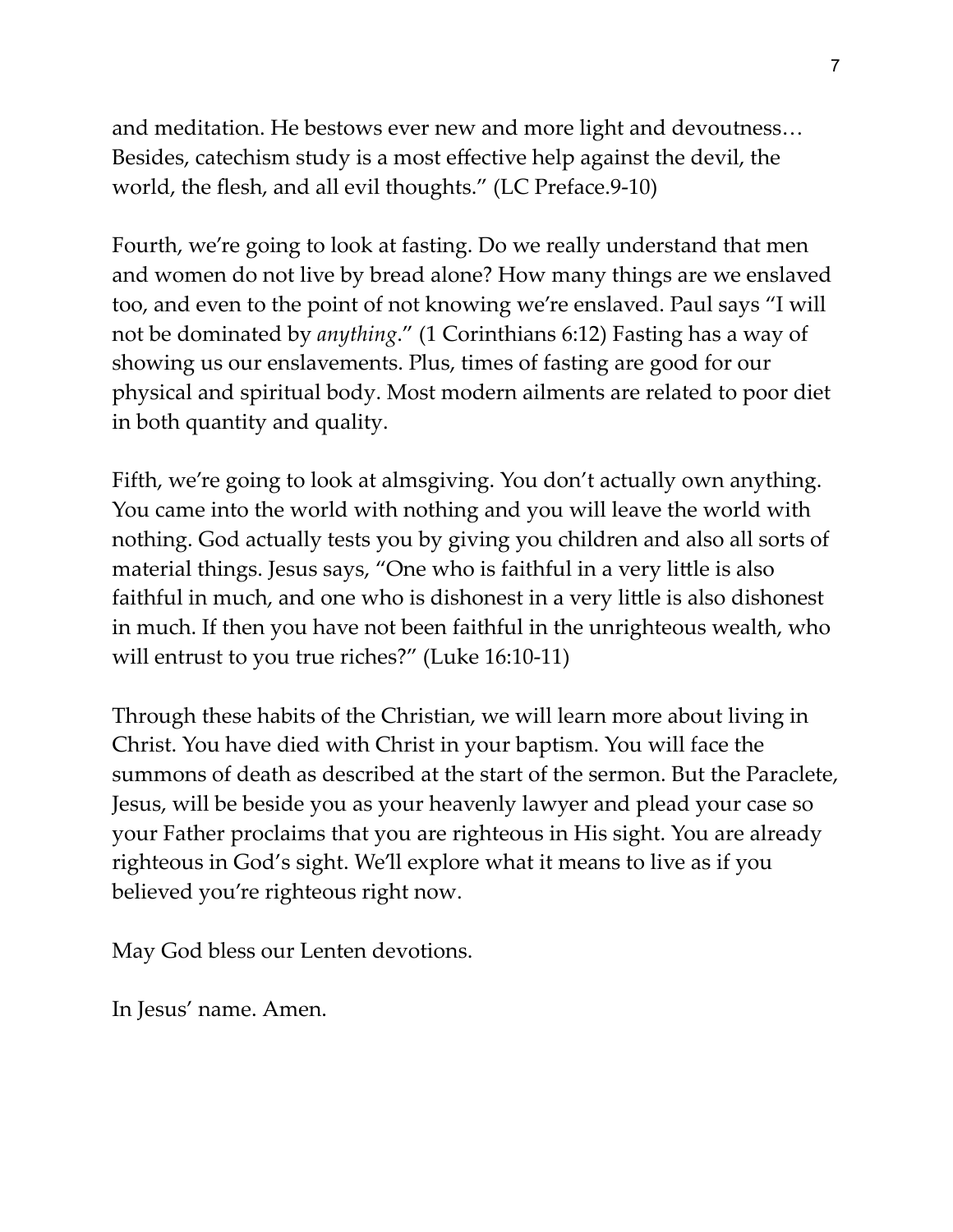and meditation. He bestows ever new and more light and devoutness… Besides, catechism study is a most effective help against the devil, the world, the flesh, and all evil thoughts." (LC Preface.9-10)

Fourth, we're going to look at fasting. Do we really understand that men and women do not live by bread alone? How many things are we enslaved too, and even to the point of not knowing we're enslaved. Paul says "I will not be dominated by *anything*." (1 Corinthians 6:12) Fasting has a way of showing us our enslavements. Plus, times of fasting are good for our physical and spiritual body. Most modern ailments are related to poor diet in both quantity and quality.

Fifth, we're going to look at almsgiving. You don't actually own anything. You came into the world with nothing and you will leave the world with nothing. God actually tests you by giving you children and also all sorts of material things. Jesus says, "One who is faithful in a very little is also faithful in much, and one who is dishonest in a very little is also dishonest in much. If then you have not been faithful in the unrighteous wealth, who will entrust to you true riches?" (Luke 16:10-11)

Through these habits of the Christian, we will learn more about living in Christ. You have died with Christ in your baptism. You will face the summons of death as described at the start of the sermon. But the Paraclete, Jesus, will be beside you as your heavenly lawyer and plead your case so your Father proclaims that you are righteous in His sight. You are already righteous in God's sight. We'll explore what it means to live as if you believed you're righteous right now.

May God bless our Lenten devotions.

In Jesus' name. Amen.